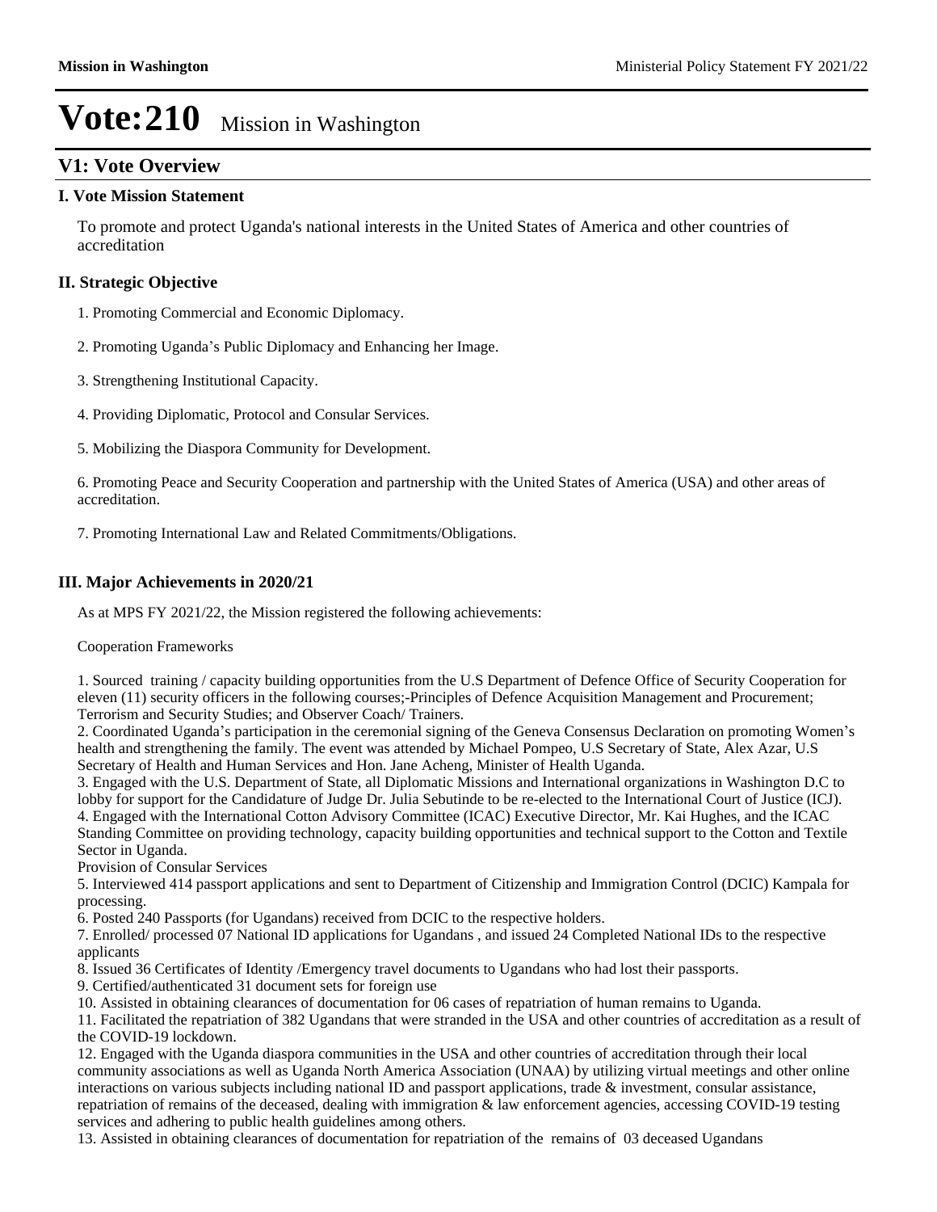# Vote:210 Mission in Washington

## V1: Vote Overview

### I. Vote Mission Statement

To promote and protect Uganda's national interests in the United States of America and other countries of accreditation

### II. Strategic Objective

1. Promoting Commercial and Economic Diplomacy.

2. Promoting Uganda's Public Diplomacy and Enhancing her Image.

3. Strengthening Institutional Capacity.

4. Providing Diplomatic, Protocol and Consular Services.

5. Mobilizing the Diaspora Community for Development.

6. Promoting Peace and Security Cooperation and partnership with the United States of America (USA) and other areas of accreditation.

7. Promoting International Law and Related Commitments/Obligations.

### III. Major Achievements in 2020/21

As at MPS FY 2021/22, the Mission registered the following achievements:

Cooperation Frameworks

1. Sourced training / capacity building opportunities from the U.S Department of Defence Office of Security Cooperation for eleven (11) security officers in the following courses;-Principles of Defence Acquisition Management and Procurement; Terrorism and Security Studies; and Observer Coach/ Trainers.
2. Coordinated Uganda's participation in the ceremonial signing of the Geneva Consensus Declaration on promoting Women's health and strengthening the family. The event was attended by Michael Pompeo, U.S Secretary of State, Alex Azar, U.S Secretary of Health and Human Services and Hon. Jane Acheng, Minister of Health Uganda.
3. Engaged with the U.S. Department of State, all Diplomatic Missions and International organizations in Washington D.C to lobby for support for the Candidature of Judge Dr. Julia Sebutinde to be re-elected to the International Court of Justice (ICJ).
4. Engaged with the International Cotton Advisory Committee (ICAC) Executive Director, Mr. Kai Hughes, and the ICAC Standing Committee on providing technology, capacity building opportunities and technical support to the Cotton and Textile Sector in Uganda.

Provision of Consular Services

5. Interviewed 414 passport applications and sent to Department of Citizenship and Immigration Control (DCIC) Kampala for processing.
6. Posted 240 Passports (for Ugandans) received from DCIC to the respective holders.
7. Enrolled/ processed 07 National ID applications for Ugandans , and issued 24 Completed National IDs to the respective applicants
8. Issued 36 Certificates of Identity /Emergency travel documents to Ugandans who had lost their passports.
9. Certified/authenticated 31 document sets for foreign use
10. Assisted in obtaining clearances of documentation for 06 cases of repatriation of human remains to Uganda.
11. Facilitated the repatriation of 382 Ugandans that were stranded in the USA and other countries of accreditation as a result of the COVID-19 lockdown.
12. Engaged with the Uganda diaspora communities in the USA and other countries of accreditation through their local community associations as well as Uganda North America Association (UNAA) by utilizing virtual meetings and other online interactions on various subjects including national ID and passport applications, trade & investment, consular assistance, repatriation of remains of the deceased, dealing with immigration & law enforcement agencies, accessing COVID-19 testing services and adhering to public health guidelines among others.
13. Assisted in obtaining clearances of documentation for repatriation of the remains of 03 deceased Ugandans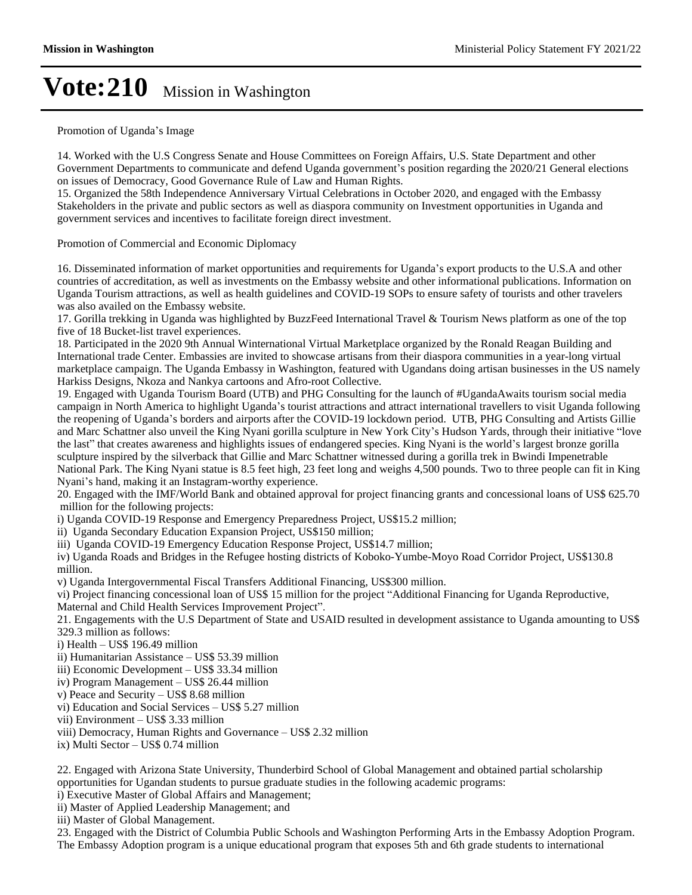Promotion of Uganda's Image

14. Worked with the U.S Congress Senate and House Committees on Foreign Affairs, U.S. State Department and other Government Departments to communicate and defend Uganda government's position regarding the 2020/21 General elections on issues of Democracy, Good Governance Rule of Law and Human Rights.
15. Organized the 58th Independence Anniversary Virtual Celebrations in October 2020, and engaged with the Embassy Stakeholders in the private and public sectors as well as diaspora community on Investment opportunities in Uganda and government services and incentives to facilitate foreign direct investment.

Promotion of Commercial and Economic Diplomacy

16. Disseminated information of market opportunities and requirements for Uganda's export products to the U.S.A and other countries of accreditation, as well as investments on the Embassy website and other informational publications. Information on Uganda Tourism attractions, as well as health guidelines and COVID-19 SOPs to ensure safety of tourists and other travelers was also availed on the Embassy website.
17. Gorilla trekking in Uganda was highlighted by BuzzFeed International Travel & Tourism News platform as one of the top five of 18 Bucket-list travel experiences.
18. Participated in the 2020 9th Annual Winternational Virtual Marketplace organized by the Ronald Reagan Building and International trade Center. Embassies are invited to showcase artisans from their diaspora communities in a year-long virtual marketplace campaign. The Uganda Embassy in Washington, featured with Ugandans doing artisan businesses in the US namely Harkiss Designs, Nkoza and Nankya cartoons and Afro-root Collective.
19. Engaged with Uganda Tourism Board (UTB) and PHG Consulting for the launch of #UgandaAwaits tourism social media campaign in North America to highlight Uganda's tourist attractions and attract international travellers to visit Uganda following the reopening of Uganda's borders and airports after the COVID-19 lockdown period. UTB, PHG Consulting and Artists Gillie and Marc Schattner also unveil the King Nyani gorilla sculpture in New York City's Hudson Yards, through their initiative "love the last" that creates awareness and highlights issues of endangered species. King Nyani is the world's largest bronze gorilla sculpture inspired by the silverback that Gillie and Marc Schattner witnessed during a gorilla trek in Bwindi Impenetrable National Park. The King Nyani statue is 8.5 feet high, 23 feet long and weighs 4,500 pounds. Two to three people can fit in King Nyani's hand, making it an Instagram-worthy experience.
20. Engaged with the IMF/World Bank and obtained approval for project financing grants and concessional loans of US$ 625.70 million for the following projects:
i) Uganda COVID-19 Response and Emergency Preparedness Project, US$15.2 million;
ii) Uganda Secondary Education Expansion Project, US$150 million;
iii) Uganda COVID-19 Emergency Education Response Project, US$14.7 million;
iv) Uganda Roads and Bridges in the Refugee hosting districts of Koboko-Yumbe-Moyo Road Corridor Project, US$130.8 million.
v) Uganda Intergovernmental Fiscal Transfers Additional Financing, US$300 million.
vi) Project financing concessional loan of US$ 15 million for the project "Additional Financing for Uganda Reproductive, Maternal and Child Health Services Improvement Project".
21. Engagements with the U.S Department of State and USAID resulted in development assistance to Uganda amounting to US$ 329.3 million as follows:
i) Health – US$ 196.49 million
ii) Humanitarian Assistance – US$ 53.39 million
iii) Economic Development – US$ 33.34 million
iv) Program Management – US$ 26.44 million
v) Peace and Security – US$ 8.68 million
vi) Education and Social Services – US$ 5.27 million
vii) Environment – US$ 3.33 million
viii) Democracy, Human Rights and Governance – US$ 2.32 million
ix) Multi Sector – US$ 0.74 million

22. Engaged with Arizona State University, Thunderbird School of Global Management and obtained partial scholarship opportunities for Ugandan students to pursue graduate studies in the following academic programs:
i) Executive Master of Global Affairs and Management;
ii) Master of Applied Leadership Management; and
iii) Master of Global Management.
23. Engaged with the District of Columbia Public Schools and Washington Performing Arts in the Embassy Adoption Program. The Embassy Adoption program is a unique educational program that exposes 5th and 6th grade students to international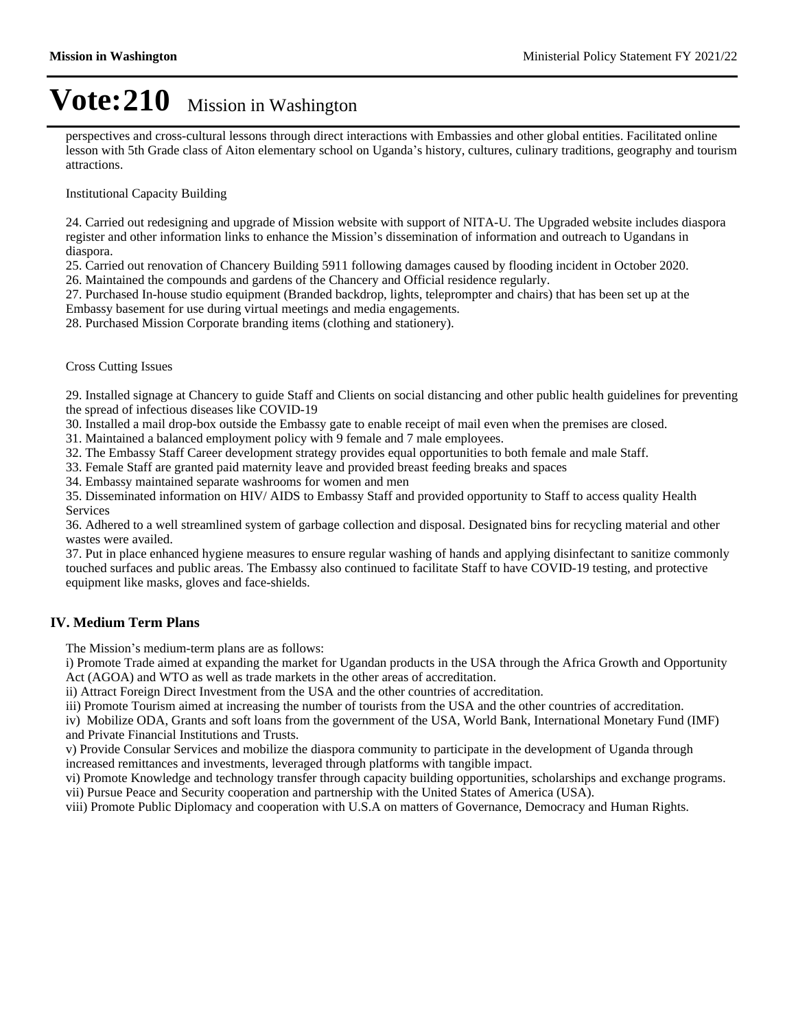# Vote:210 Mission in Washington

perspectives and cross-cultural lessons through direct interactions with Embassies and other global entities. Facilitated online lesson with 5th Grade class of Aiton elementary school on Uganda's history, cultures, culinary traditions, geography and tourism attractions.

Institutional Capacity Building

24. Carried out redesigning and upgrade of Mission website with support of NITA-U. The Upgraded website includes diaspora register and other information links to enhance the Mission's dissemination of information and outreach to Ugandans in diaspora.
25. Carried out renovation of Chancery Building 5911 following damages caused by flooding incident in October 2020.
26. Maintained the compounds and gardens of the Chancery and Official residence regularly.
27. Purchased In-house studio equipment (Branded backdrop, lights, teleprompter and chairs) that has been set up at the Embassy basement for use during virtual meetings and media engagements.
28. Purchased Mission Corporate branding items (clothing and stationery).

Cross Cutting Issues

29. Installed signage at Chancery to guide Staff and Clients on social distancing and other public health guidelines for preventing the spread of infectious diseases like COVID-19
30. Installed a mail drop-box outside the Embassy gate to enable receipt of mail even when the premises are closed.
31. Maintained a balanced employment policy with 9 female and 7 male employees.
32. The Embassy Staff Career development strategy provides equal opportunities to both female and male Staff.
33. Female Staff are granted paid maternity leave and provided breast feeding breaks and spaces
34. Embassy maintained separate washrooms for women and men
35. Disseminated information on HIV/ AIDS to Embassy Staff and provided opportunity to Staff to access quality Health Services
36. Adhered to a well streamlined system of garbage collection and disposal. Designated bins for recycling material and other wastes were availed.
37. Put in place enhanced hygiene measures to ensure regular washing of hands and applying disinfectant to sanitize commonly touched surfaces and public areas. The Embassy also continued to facilitate Staff to have COVID-19 testing, and protective equipment like masks, gloves and face-shields.

## IV. Medium Term Plans

The Mission's medium-term plans are as follows:

i) Promote Trade aimed at expanding the market for Ugandan products in the USA through the Africa Growth and Opportunity Act (AGOA) and WTO as well as trade markets in the other areas of accreditation.
ii) Attract Foreign Direct Investment from the USA and the other countries of accreditation.
iii) Promote Tourism aimed at increasing the number of tourists from the USA and the other countries of accreditation.
iv) Mobilize ODA, Grants and soft loans from the government of the USA, World Bank, International Monetary Fund (IMF) and Private Financial Institutions and Trusts.
v) Provide Consular Services and mobilize the diaspora community to participate in the development of Uganda through increased remittances and investments, leveraged through platforms with tangible impact.
vi) Promote Knowledge and technology transfer through capacity building opportunities, scholarships and exchange programs.
vii) Pursue Peace and Security cooperation and partnership with the United States of America (USA).
viii) Promote Public Diplomacy and cooperation with U.S.A on matters of Governance, Democracy and Human Rights.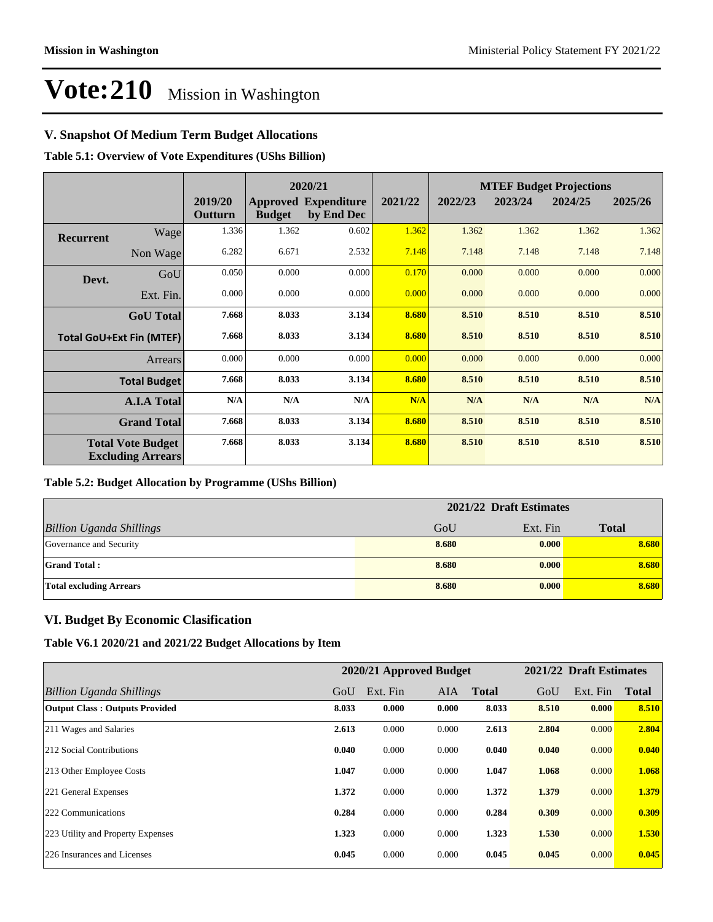# Vote:210 Mission in Washington

## V. Snapshot Of Medium Term Budget Allocations

**Table 5.1: Overview of Vote Expenditures (UShs Billion)**

| | | | 2020/21 | | | MTEF Budget Projections | | | |
|---|---|---|---|---|---|---|---|---|---|
| | | 2019/20 Outturn | Approved Budget | Expenditure by End Dec | 2021/22 | 2022/23 | 2023/24 | 2024/25 | 2025/26 |
| Recurrent | Wage | 1.336 | 1.362 | 0.602 | 1.362 | 1.362 | 1.362 | 1.362 | 1.362 |
| | Non Wage | 6.282 | 6.671 | 2.532 | 7.148 | 7.148 | 7.148 | 7.148 | 7.148 |
| Devt. | GoU | 0.050 | 0.000 | 0.000 | 0.170 | 0.000 | 0.000 | 0.000 | 0.000 |
| | Ext. Fin. | 0.000 | 0.000 | 0.000 | 0.000 | 0.000 | 0.000 | 0.000 | 0.000 |
| | **GoU Total** | **7.668** | **8.033** | **3.134** | **8.680** | **8.510** | **8.510** | **8.510** | **8.510** |
| | **Total GoU+Ext Fin (MTEF)** | **7.668** | **8.033** | **3.134** | **8.680** | **8.510** | **8.510** | **8.510** | **8.510** |
| | Arrears | 0.000 | 0.000 | 0.000 | 0.000 | 0.000 | 0.000 | 0.000 | 0.000 |
| | **Total Budget** | **7.668** | **8.033** | **3.134** | **8.680** | **8.510** | **8.510** | **8.510** | **8.510** |
| | **A.I.A Total** | **N/A** | **N/A** | **N/A** | **N/A** | **N/A** | **N/A** | **N/A** | **N/A** |
| | **Grand Total** | **7.668** | **8.033** | **3.134** | **8.680** | **8.510** | **8.510** | **8.510** | **8.510** |
| | **Total Vote Budget Excluding Arrears** | **7.668** | **8.033** | **3.134** | **8.680** | **8.510** | **8.510** | **8.510** | **8.510** |

**Table 5.2: Budget Allocation by Programme (UShs Billion)**

| | 2021/22 Draft Estimates | | |
|---|---|---|---|
| *Billion Uganda Shillings* | GoU | Ext. Fin | **Total** |
| Governance and Security | **8.680** | **0.000** | **8.680** |
| **Grand Total :** | **8.680** | **0.000** | **8.680** |
| **Total excluding Arrears** | **8.680** | **0.000** | **8.680** |

## VI. Budget By Economic Clasification

**Table V6.1 2020/21 and 2021/22 Budget Allocations by Item**

| | 2020/21 Approved Budget | | | | 2021/22 Draft Estimates | | |
|---|---|---|---|---|---|---|---|
| *Billion Uganda Shillings* | GoU | Ext. Fin | AIA | **Total** | GoU | Ext. Fin | **Total** |
| **Output Class : Outputs Provided** | **8.033** | **0.000** | **0.000** | **8.033** | **8.510** | **0.000** | **8.510** |
| 211 Wages and Salaries | **2.613** | 0.000 | 0.000 | **2.613** | **2.804** | 0.000 | **2.804** |
| 212 Social Contributions | **0.040** | 0.000 | 0.000 | **0.040** | **0.040** | 0.000 | **0.040** |
| 213 Other Employee Costs | **1.047** | 0.000 | 0.000 | **1.047** | **1.068** | 0.000 | **1.068** |
| 221 General Expenses | **1.372** | 0.000 | 0.000 | **1.372** | **1.379** | 0.000 | **1.379** |
| 222 Communications | **0.284** | 0.000 | 0.000 | **0.284** | **0.309** | 0.000 | **0.309** |
| 223 Utility and Property Expenses | **1.323** | 0.000 | 0.000 | **1.323** | **1.530** | 0.000 | **1.530** |
| 226 Insurances and Licenses | **0.045** | 0.000 | 0.000 | **0.045** | **0.045** | 0.000 | **0.045** |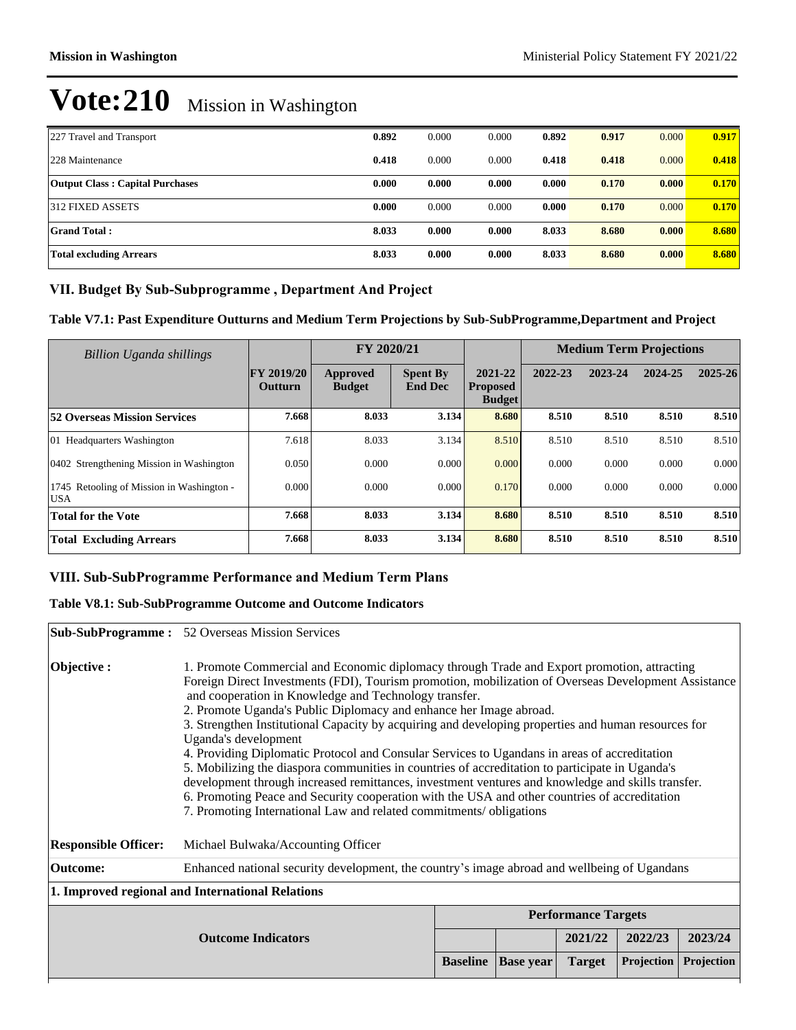# Vote:210 Mission in Washington

| | | | | | | | |
|---|---|---|---|---|---|---|---|
| 227 Travel and Transport | **0.892** | 0.000 | 0.000 | **0.892** | **0.917** | 0.000 | **0.917** |
| 228 Maintenance | **0.418** | 0.000 | 0.000 | **0.418** | **0.418** | 0.000 | **0.418** |
| **Output Class : Capital Purchases** | **0.000** | **0.000** | **0.000** | **0.000** | **0.170** | **0.000** | **0.170** |
| 312 FIXED ASSETS | **0.000** | 0.000 | 0.000 | **0.000** | **0.170** | 0.000 | **0.170** |
| **Grand Total :** | **8.033** | **0.000** | **0.000** | **8.033** | **8.680** | **0.000** | **8.680** |
| **Total excluding Arrears** | **8.033** | **0.000** | **0.000** | **8.033** | **8.680** | **0.000** | **8.680** |

## VII. Budget By Sub-Subprogramme , Department And Project

### Table V7.1: Past Expenditure Outturns and Medium Term Projections by Sub-SubProgramme,Department and Project

| *Billion Uganda shillings* | FY 2019/20 Outturn | FY 2020/21 | | 2021-22 Proposed Budget | Medium Term Projections | | | |
|---|---|---|---|---|---|---|---|---|
| | | Approved Budget | Spent By End Dec | | 2022-23 | 2023-24 | 2024-25 | 2025-26 |
| **52 Overseas Mission Services** | **7.668** | **8.033** | **3.134** | **8.680** | **8.510** | **8.510** | **8.510** | **8.510** |
| 01 Headquarters Washington | 7.618 | 8.033 | 3.134 | 8.510 | 8.510 | 8.510 | 8.510 | 8.510 |
| 0402 Strengthening Mission in Washington | 0.050 | 0.000 | 0.000 | 0.000 | 0.000 | 0.000 | 0.000 | 0.000 |
| 1745 Retooling of Mission in Washington - USA | 0.000 | 0.000 | 0.000 | 0.170 | 0.000 | 0.000 | 0.000 | 0.000 |
| **Total for the Vote** | **7.668** | **8.033** | **3.134** | **8.680** | **8.510** | **8.510** | **8.510** | **8.510** |
| **Total Excluding Arrears** | **7.668** | **8.033** | **3.134** | **8.680** | **8.510** | **8.510** | **8.510** | **8.510** |

## VIII. Sub-SubProgramme Performance and Medium Term Plans

### Table V8.1: Sub-SubProgramme Outcome and Outcome Indicators

**Sub-SubProgramme :** 52 Overseas Mission Services

**Objective :**
1. Promote Commercial and Economic diplomacy through Trade and Export promotion, attracting Foreign Direct Investments (FDI), Tourism promotion, mobilization of Overseas Development Assistance and cooperation in Knowledge and Technology transfer.
2. Promote Uganda's Public Diplomacy and enhance her Image abroad.
3. Strengthen Institutional Capacity by acquiring and developing properties and human resources for Uganda's development
4. Providing Diplomatic Protocol and Consular Services to Ugandans in areas of accreditation
5. Mobilizing the diaspora communities in countries of accreditation to participate in Uganda's development through increased remittances, investment ventures and knowledge and skills transfer.
6. Promoting Peace and Security cooperation with the USA and other countries of accreditation
7. Promoting International Law and related commitments/ obligations

**Responsible Officer:** Michael Bulwaka/Accounting Officer

**Outcome:** Enhanced national security development, the country's image abroad and wellbeing of Ugandans

**1. Improved regional and International Relations**

| Outcome Indicators | Performance Targets | | | | |
|---|---|---|---|---|---|
| | | | 2021/22 | 2022/23 | 2023/24 |
| | Baseline | Base year | Target | Projection | Projection |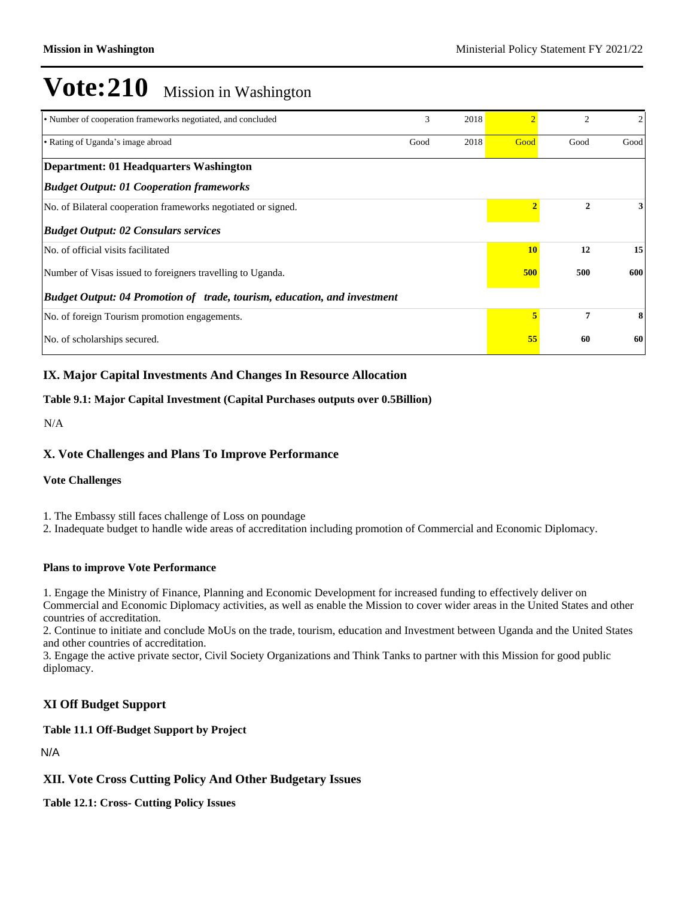# Vote:210 Mission in Washington

| | | | | | |
|---|---|---|---|---|---|
| • Number of cooperation frameworks negotiated, and concluded | 3 | 2018 | 2 | 2 | 2 |
| • Rating of Uganda's image abroad | Good | 2018 | Good | Good | Good |
| **Department: 01 Headquarters Washington** | | | | | |
| ***Budget Output: 01 Cooperation frameworks*** | | | | | |
| No. of Bilateral cooperation frameworks negotiated or signed. | | | **2** | **2** | **3** |
| ***Budget Output: 02 Consulars services*** | | | | | |
| No. of official visits facilitated | | | **10** | **12** | **15** |
| Number of Visas issued to foreigners travelling to Uganda. | | | **500** | **500** | **600** |
| ***Budget Output: 04 Promotion of trade, tourism, education, and investment*** | | | | | |
| No. of foreign Tourism promotion engagements. | | | **5** | **7** | **8** |
| No. of scholarships secured. | | | **55** | **60** | **60** |

## IX. Major Capital Investments And Changes In Resource Allocation

**Table 9.1: Major Capital Investment (Capital Purchases outputs over 0.5Billion)**

N/A

## X. Vote Challenges and Plans To Improve Performance

**Vote Challenges**

1. The Embassy still faces challenge of Loss on poundage
2. Inadequate budget to handle wide areas of accreditation including promotion of Commercial and Economic Diplomacy.

**Plans to improve Vote Performance**

1. Engage the Ministry of Finance, Planning and Economic Development for increased funding to effectively deliver on Commercial and Economic Diplomacy activities, as well as enable the Mission to cover wider areas in the United States and other countries of accreditation.
2. Continue to initiate and conclude MoUs on the trade, tourism, education and Investment between Uganda and the United States and other countries of accreditation.
3. Engage the active private sector, Civil Society Organizations and Think Tanks to partner with this Mission for good public diplomacy.

## XI Off Budget Support

**Table 11.1 Off-Budget Support by Project**

N/A

## XII. Vote Cross Cutting Policy And Other Budgetary Issues

**Table 12.1: Cross- Cutting Policy Issues**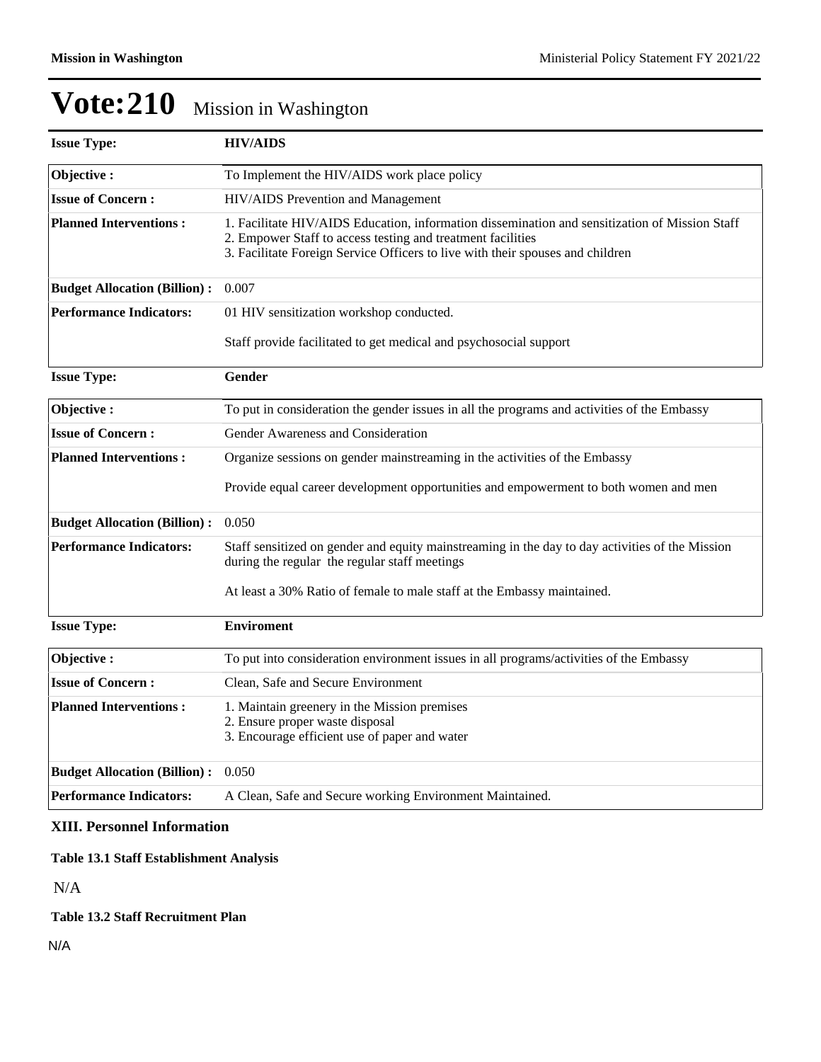# Vote:210 Mission in Washington

| | |
|---|---|
| **Issue Type:** | **HIV/AIDS** |
| **Objective :** | To Implement the HIV/AIDS work place policy |
| **Issue of Concern :** | HIV/AIDS Prevention and Management |
| **Planned Interventions :** | 1. Facilitate HIV/AIDS Education, information dissemination and sensitization of Mission Staff<br>2. Empower Staff to access testing and treatment facilities<br>3. Facilitate Foreign Service Officers to live with their spouses and children |
| **Budget Allocation (Billion) :** | 0.007 |
| **Performance Indicators:** | 01 HIV sensitization workshop conducted.<br><br>Staff provide facilitated to get medical and psychosocial support |

| | |
|---|---|
| **Issue Type:** | **Gender** |
| **Objective :** | To put in consideration the gender issues in all the programs and activities of the Embassy |
| **Issue of Concern :** | Gender Awareness and Consideration |
| **Planned Interventions :** | Organize sessions on gender mainstreaming in the activities of the Embassy<br><br>Provide equal career development opportunities and empowerment to both women and men |
| **Budget Allocation (Billion) :** | 0.050 |
| **Performance Indicators:** | Staff sensitized on gender and equity mainstreaming in the day to day activities of the Mission during the regular the regular staff meetings<br><br>At least a 30% Ratio of female to male staff at the Embassy maintained. |

| | |
|---|---|
| **Issue Type:** | **Enviroment** |
| **Objective :** | To put into consideration environment issues in all programs/activities of the Embassy |
| **Issue of Concern :** | Clean, Safe and Secure Environment |
| **Planned Interventions :** | 1. Maintain greenery in the Mission premises<br>2. Ensure proper waste disposal<br>3. Encourage efficient use of paper and water |
| **Budget Allocation (Billion) :** | 0.050 |
| **Performance Indicators:** | A Clean, Safe and Secure working Environment Maintained. |

## XIII. Personnel Information

**Table 13.1 Staff Establishment Analysis**

N/A

**Table 13.2 Staff Recruitment Plan**

N/A